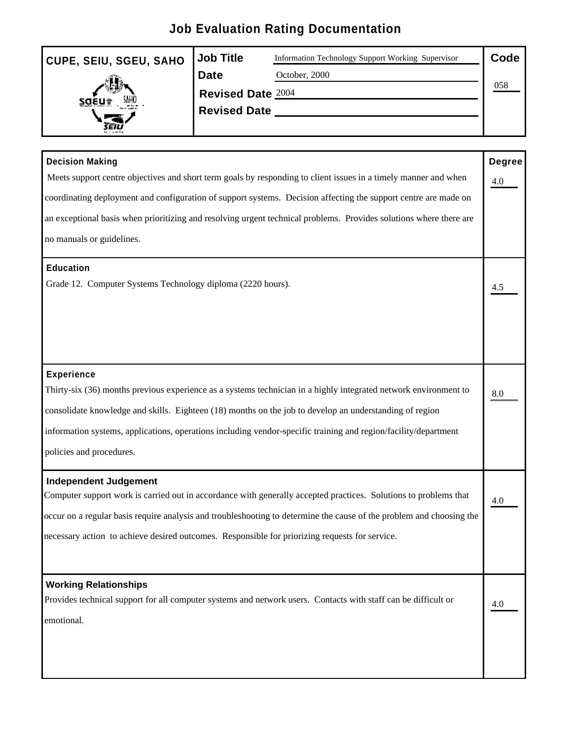# Job Evaluation Rating Documentation

| CUPE, SEIU, SGEU, SAHO | | | |
|---|---|---|---|
| **Job Title** | Information Technology Support Working Supervisor | **Code** | 058 |
| **Date** | October, 2000 | | |
| **Revised Date** | 2004 | | |
| **Revised Date** | | | |

| | **Degree** |
|---|---|
| **Decision Making**<br>Meets support centre objectives and short term goals by responding to client issues in a timely manner and when coordinating deployment and configuration of support systems. Decision affecting the support centre are made on an exceptional basis when prioritizing and resolving urgent technical problems. Provides solutions where there are no manuals or guidelines. | 4.0 |
| **Education**<br>Grade 12. Computer Systems Technology diploma (2220 hours). | 4.5 |
| **Experience**<br>Thirty-six (36) months previous experience as a systems technician in a highly integrated network environment to consolidate knowledge and skills. Eighteen (18) months on the job to develop an understanding of region information systems, applications, operations including vendor-specific training and region/facility/department policies and procedures. | 8.0 |
| **Independent Judgement**<br>Computer support work is carried out in accordance with generally accepted practices. Solutions to problems that occur on a regular basis require analysis and troubleshooting to determine the cause of the problem and choosing the necessary action to achieve desired outcomes. Responsible for priorizing requests for service. | 4.0 |
| **Working Relationships**<br>Provides technical support for all computer systems and network users. Contacts with staff can be difficult or emotional. | 4.0 |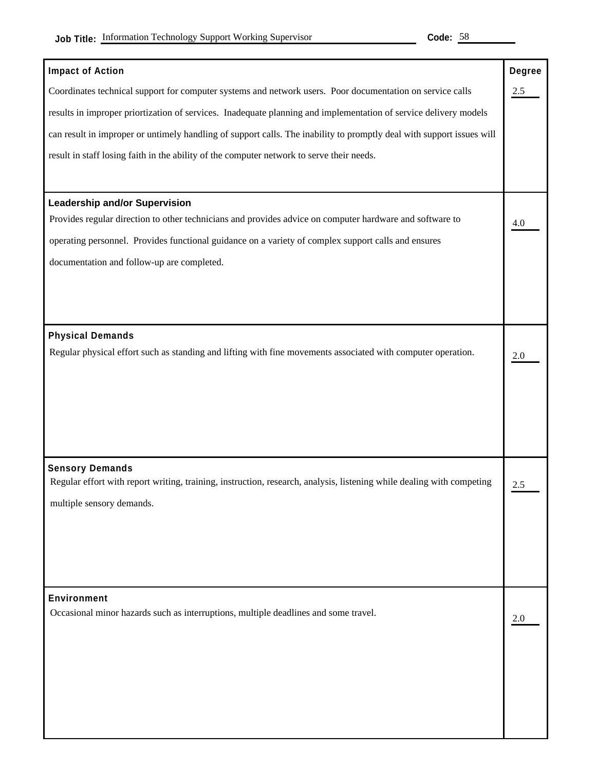**Job Title:** Information Technology Support Working Supervisor **Code:** 58

| Factor | Degree |
|---|---|
| **Impact of Action**<br>Coordinates technical support for computer systems and network users. Poor documentation on service calls results in improper priortization of services. Inadequate planning and implementation of service delivery models can result in improper or untimely handling of support calls. The inability to promptly deal with support issues will result in staff losing faith in the ability of the computer network to serve their needs. | 2.5 |
| **Leadership and/or Supervision**<br>Provides regular direction to other technicians and provides advice on computer hardware and software to operating personnel. Provides functional guidance on a variety of complex support calls and ensures documentation and follow-up are completed. | 4.0 |
| **Physical Demands**<br>Regular physical effort such as standing and lifting with fine movements associated with computer operation. | 2.0 |
| **Sensory Demands**<br>Regular effort with report writing, training, instruction, research, analysis, listening while dealing with competing multiple sensory demands. | 2.5 |
| **Environment**<br>Occasional minor hazards such as interruptions, multiple deadlines and some travel. | 2.0 |